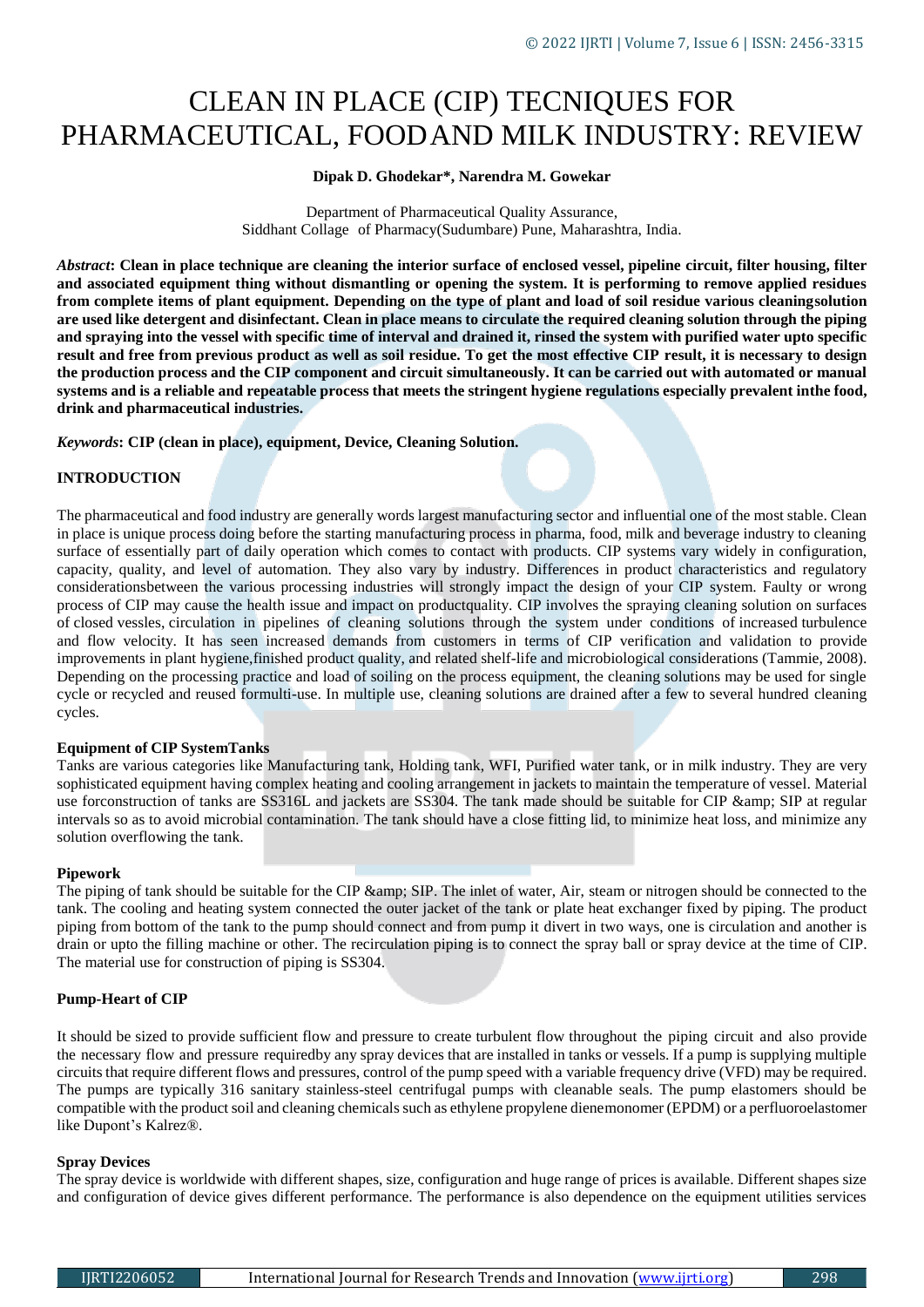# CLEAN IN PLACE (CIP) TECNIQUES FOR PHARMACEUTICAL, FOOD AND MILK INDUSTRY: REVIEW

**Dipak D. Ghodekar\*, Narendra M. Gowekar**

Department of Pharmaceutical Quality Assurance,
Siddhant Collage of Pharmacy(Sudumbare) Pune, Maharashtra, India.

***Abstract*: Clean in place technique are cleaning the interior surface of enclosed vessel, pipeline circuit, filter housing, filter and associated equipment thing without dismantling or opening the system. It is performing to remove applied residues from complete items of plant equipment. Depending on the type of plant and load of soil residue various cleaningsolution are used like detergent and disinfectant. Clean in place means to circulate the required cleaning solution through the piping and spraying into the vessel with specific time of interval and drained it, rinsed the system with purified water upto specific result and free from previous product as well as soil residue. To get the most effective CIP result, it is necessary to design the production process and the CIP component and circuit simultaneously. It can be carried out with automated or manual systems and is a reliable and repeatable process that meets the stringent hygiene regulations especially prevalent inthe food, drink and pharmaceutical industries.**

***Keywords*: CIP (clean in place), equipment, Device, Cleaning Solution.**

## INTRODUCTION

The pharmaceutical and food industry are generally words largest manufacturing sector and influential one of the most stable. Clean in place is unique process doing before the starting manufacturing process in pharma, food, milk and beverage industry to cleaning surface of essentially part of daily operation which comes to contact with products. CIP systems vary widely in configuration, capacity, quality, and level of automation. They also vary by industry. Differences in product characteristics and regulatory considerationsbetween the various processing industries will strongly impact the design of your CIP system. Faulty or wrong process of CIP may cause the health issue and impact on productquality. CIP involves the spraying cleaning solution on surfaces of closed vessels, circulation in pipelines of cleaning solutions through the system under conditions of increased turbulence and flow velocity. It has seen increased demands from customers in terms of CIP verification and validation to provide improvements in plant hygiene,finished product quality, and related shelf-life and microbiological considerations (Tammie, 2008). Depending on the processing practice and load of soiling on the process equipment, the cleaning solutions may be used for single cycle or recycled and reused formulti-use. In multiple use, cleaning solutions are drained after a few to several hundred cleaning cycles.

### Equipment of CIP SystemTanks

Tanks are various categories like Manufacturing tank, Holding tank, WFI, Purified water tank, or in milk industry. They are very sophisticated equipment having complex heating and cooling arrangement in jackets to maintain the temperature of vessel. Material use forconstruction of tanks are SS316L and jackets are SS304. The tank made should be suitable for CIP &amp; SIP at regular intervals so as to avoid microbial contamination. The tank should have a close fitting lid, to minimize heat loss, and minimize any solution overflowing the tank.

### Pipework

The piping of tank should be suitable for the CIP &amp; SIP. The inlet of water, Air, steam or nitrogen should be connected to the tank. The cooling and heating system connected the outer jacket of the tank or plate heat exchanger fixed by piping. The product piping from bottom of the tank to the pump should connect and from pump it divert in two ways, one is circulation and another is drain or upto the filling machine or other. The recirculation piping is to connect the spray ball or spray device at the time of CIP. The material use for construction of piping is SS304.

### Pump-Heart of CIP

It should be sized to provide sufficient flow and pressure to create turbulent flow throughout the piping circuit and also provide the necessary flow and pressure requiredby any spray devices that are installed in tanks or vessels. If a pump is supplying multiple circuits that require different flows and pressures, control of the pump speed with a variable frequency drive (VFD) may be required. The pumps are typically 316 sanitary stainless-steel centrifugal pumps with cleanable seals. The pump elastomers should be compatible with the product soil and cleaning chemicals such as ethylene propylene dienemonomer (EPDM) or a perfluoroelastomer like Dupont's Kalrez®.

### Spray Devices

The spray device is worldwide with different shapes, size, configuration and huge range of prices is available. Different shapes size and configuration of device gives different performance. The performance is also dependence on the equipment utilities services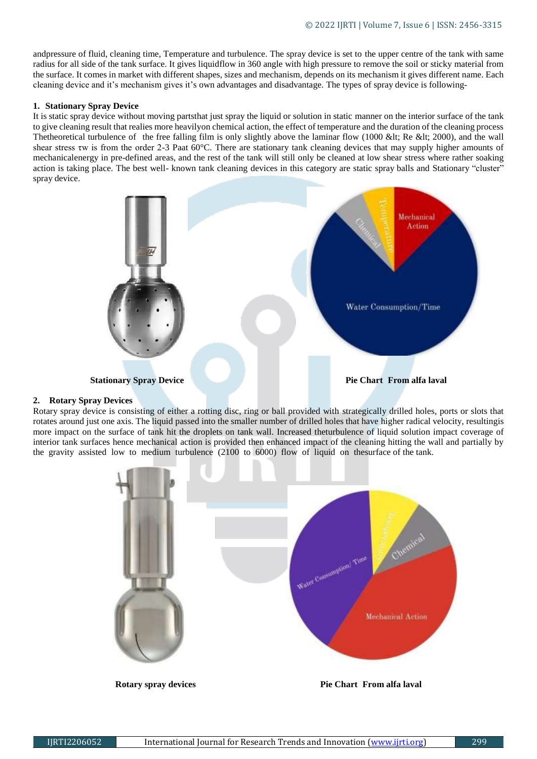andpressure of fluid, cleaning time, Temperature and turbulence. The spray device is set to the upper centre of the tank with same radius for all side of the tank surface. It gives liquidflow in 360 angle with high pressure to remove the soil or sticky material from the surface. It comes in market with different shapes, sizes and mechanism, depends on its mechanism it gives different name. Each cleaning device and it's mechanism gives it's own advantages and disadvantage. The types of spray device is following-

### 1. Stationary Spray Device

It is static spray device without moving partsthat just spray the liquid or solution in static manner on the interior surface of the tank to give cleaning result that realies more heavilyon chemical action, the effect of temperature and the duration of the cleaning process Thetheoretical turbulence of the free falling film is only slightly above the laminar flow (1000 &lt; Re &lt; 2000), and the wall shear stress $\tau w$ is from the order 2-3 Paat 60°C. There are stationary tank cleaning devices that may supply higher amounts of mechanicalenergy in pre-defined areas, and the rest of the tank will still only be cleaned at low shear stress where rather soaking action is taking place. The best well- known tank cleaning devices in this category are static spray balls and Stationary "cluster" spray device.

**Stationary Spray Device**

**Pie Chart From alfa laval**

### 2. Rotary Spray Devices

Rotary spray device is consisting of either a rotting disc, ring or ball provided with strategically drilled holes, ports or slots that rotates around just one axis. The liquid passed into the smaller number of drilled holes that have higher radical velocity, resultingis more impact on the surface of tank hit the droplets on tank wall. Increased theturbulence of liquid solution impact coverage of interior tank surfaces hence mechanical action is provided then enhanced impact of the cleaning hitting the wall and partially by the gravity assisted low to medium turbulence (2100 to 6000) flow of liquid on thesurface of the tank.

**Rotary spray devices**

**Pie Chart From alfa laval**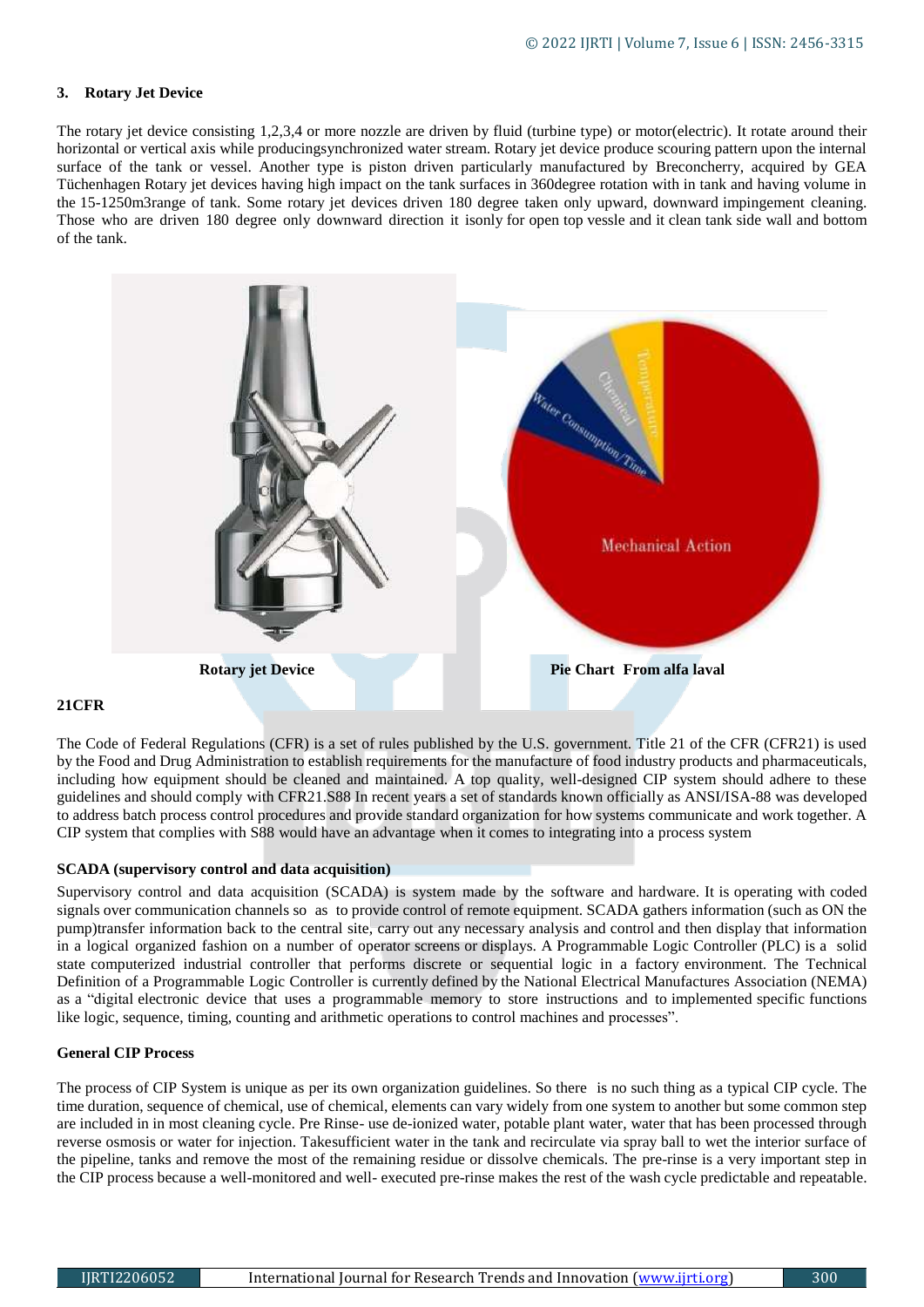### 3. Rotary Jet Device

The rotary jet device consisting 1,2,3,4 or more nozzle are driven by fluid (turbine type) or motor(electric). It rotate around their horizontal or vertical axis while producingsynchronized water stream. Rotary jet device produce scouring pattern upon the internal surface of the tank or vessel. Another type is piston driven particularly manufactured by Breconcherry, acquired by GEA Tüchenhagen Rotary jet devices having high impact on the tank surfaces in 360degree rotation with in tank and having volume in the 15-1250m3range of tank. Some rotary jet devices driven 180 degree taken only upward, downward impingement cleaning. Those who are driven 180 degree only downward direction it isonly for open top vessle and it clean tank side wall and bottom of the tank.

**Rotary jet Device**

**Pie Chart From alfa laval**

### 21CFR

The Code of Federal Regulations (CFR) is a set of rules published by the U.S. government. Title 21 of the CFR (CFR21) is used by the Food and Drug Administration to establish requirements for the manufacture of food industry products and pharmaceuticals, including how equipment should be cleaned and maintained. A top quality, well-designed CIP system should adhere to these guidelines and should comply with CFR21.S88 In recent years a set of standards known officially as ANSI/ISA-88 was developed to address batch process control procedures and provide standard organization for how systems communicate and work together. A CIP system that complies with S88 would have an advantage when it comes to integrating into a process system

### SCADA (supervisory control and data acquisition)

Supervisory control and data acquisition (SCADA) is system made by the software and hardware. It is operating with coded signals over communication channels so as to provide control of remote equipment. SCADA gathers information (such as ON the pump)transfer information back to the central site, carry out any necessary analysis and control and then display that information in a logical organized fashion on a number of operator screens or displays. A Programmable Logic Controller (PLC) is a solid state computerized industrial controller that performs discrete or sequential logic in a factory environment. The Technical Definition of a Programmable Logic Controller is currently defined by the National Electrical Manufactures Association (NEMA) as a "digital electronic device that uses a programmable memory to store instructions and to implemented specific functions like logic, sequence, timing, counting and arithmetic operations to control machines and processes".

### General CIP Process

The process of CIP System is unique as per its own organization guidelines. So there is no such thing as a typical CIP cycle. The time duration, sequence of chemical, use of chemical, elements can vary widely from one system to another but some common step are included in in most cleaning cycle. Pre Rinse- use de-ionized water, potable plant water, water that has been processed through reverse osmosis or water for injection. Takesufficient water in the tank and recirculate via spray ball to wet the interior surface of the pipeline, tanks and remove the most of the remaining residue or dissolve chemicals. The pre-rinse is a very important step in the CIP process because a well-monitored and well- executed pre-rinse makes the rest of the wash cycle predictable and repeatable.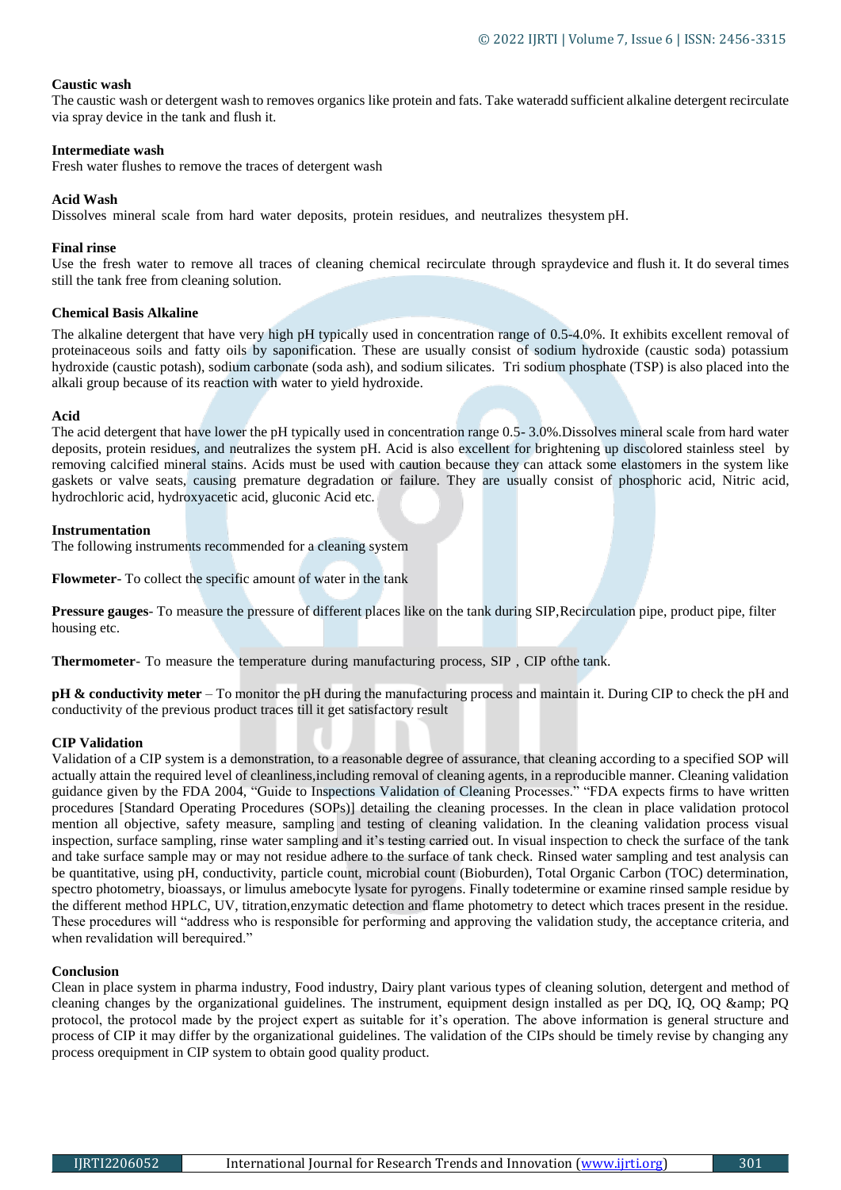**Caustic wash**

The caustic wash or detergent wash to removes organics like protein and fats. Take wateradd sufficient alkaline detergent recirculate via spray device in the tank and flush it.

**Intermediate wash**

Fresh water flushes to remove the traces of detergent wash

**Acid Wash**

Dissolves mineral scale from hard water deposits, protein residues, and neutralizes thesystem pH.

**Final rinse**

Use the fresh water to remove all traces of cleaning chemical recirculate through spraydevice and flush it. It do several times still the tank free from cleaning solution.

**Chemical Basis Alkaline**

The alkaline detergent that have very high pH typically used in concentration range of 0.5-4.0%. It exhibits excellent removal of proteinaceous soils and fatty oils by saponification. These are usually consist of sodium hydroxide (caustic soda) potassium hydroxide (caustic potash), sodium carbonate (soda ash), and sodium silicates. Tri sodium phosphate (TSP) is also placed into the alkali group because of its reaction with water to yield hydroxide.

**Acid**

The acid detergent that have lower the pH typically used in concentration range 0.5- 3.0%.Dissolves mineral scale from hard water deposits, protein residues, and neutralizes the system pH. Acid is also excellent for brightening up discolored stainless steel by removing calcified mineral stains. Acids must be used with caution because they can attack some elastomers in the system like gaskets or valve seats, causing premature degradation or failure. They are usually consist of phosphoric acid, Nitric acid, hydrochloric acid, hydroxyacetic acid, gluconic Acid etc.

**Instrumentation**

The following instruments recommended for a cleaning system

**Flowmeter**- To collect the specific amount of water in the tank

**Pressure gauges**- To measure the pressure of different places like on the tank during SIP,Recirculation pipe, product pipe, filter housing etc.

**Thermometer**- To measure the temperature during manufacturing process, SIP , CIP ofthe tank.

**pH & conductivity meter** – To monitor the pH during the manufacturing process and maintain it. During CIP to check the pH and conductivity of the previous product traces till it get satisfactory result

**CIP Validation**

Validation of a CIP system is a demonstration, to a reasonable degree of assurance, that cleaning according to a specified SOP will actually attain the required level of cleanliness,including removal of cleaning agents, in a reproducible manner. Cleaning validation guidance given by the FDA 2004, "Guide to Inspections Validation of Cleaning Processes." "FDA expects firms to have written procedures [Standard Operating Procedures (SOPs)] detailing the cleaning processes. In the clean in place validation protocol mention all objective, safety measure, sampling and testing of cleaning validation. In the cleaning validation process visual inspection, surface sampling, rinse water sampling and it's testing carried out. In visual inspection to check the surface of the tank and take surface sample may or may not residue adhere to the surface of tank check. Rinsed water sampling and test analysis can be quantitative, using pH, conductivity, particle count, microbial count (Bioburden), Total Organic Carbon (TOC) determination, spectro photometry, bioassays, or limulus amebocyte lysate for pyrogens. Finally todetermine or examine rinsed sample residue by the different method HPLC, UV, titration,enzymatic detection and flame photometry to detect which traces present in the residue. These procedures will "address who is responsible for performing and approving the validation study, the acceptance criteria, and when revalidation will berequired."

**Conclusion**

Clean in place system in pharma industry, Food industry, Dairy plant various types of cleaning solution, detergent and method of cleaning changes by the organizational guidelines. The instrument, equipment design installed as per DQ, IQ, OQ &amp; PQ protocol, the protocol made by the project expert as suitable for it's operation. The above information is general structure and process of CIP it may differ by the organizational guidelines. The validation of the CIPs should be timely revise by changing any process orequipment in CIP system to obtain good quality product.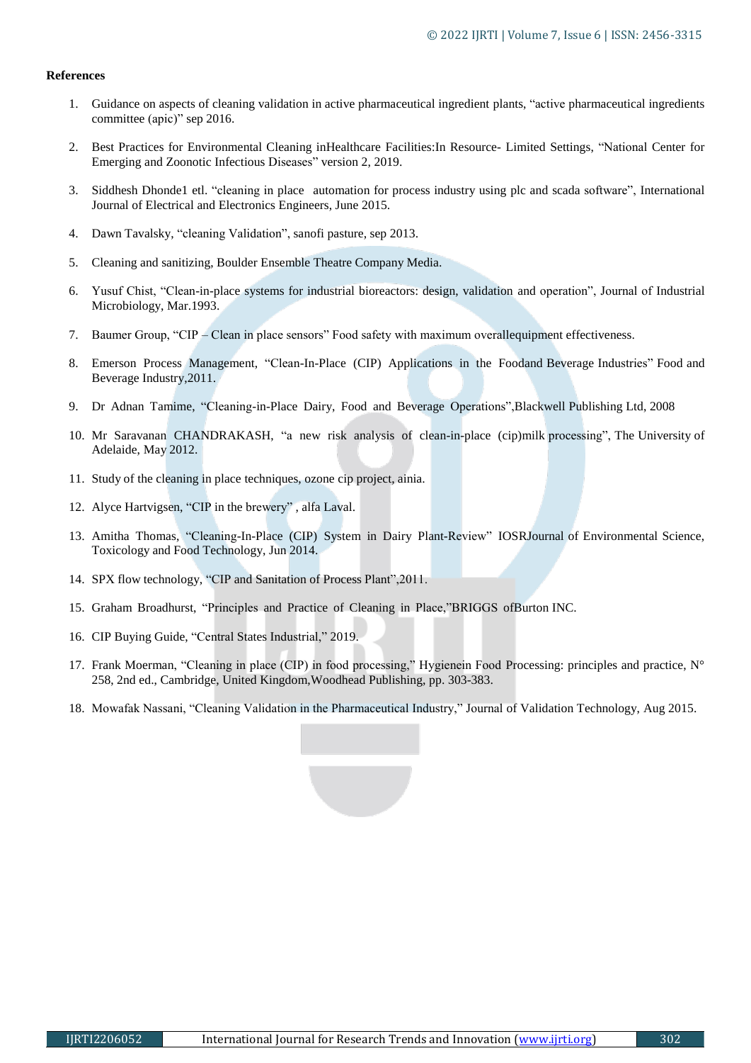**References**

1. Guidance on aspects of cleaning validation in active pharmaceutical ingredient plants, “active pharmaceutical ingredients committee (apic)” sep 2016.
2. Best Practices for Environmental Cleaning inHealthcare Facilities:In Resource- Limited Settings, “National Center for Emerging and Zoonotic Infectious Diseases” version 2, 2019.
3. Siddhesh Dhonde1 etl. “cleaning in place automation for process industry using plc and scada software”, International Journal of Electrical and Electronics Engineers, June 2015.
4. Dawn Tavalsky, “cleaning Validation”, sanofi pasture, sep 2013.
5. Cleaning and sanitizing, Boulder Ensemble Theatre Company Media.
6. Yusuf Chist, “Clean-in-place systems for industrial bioreactors: design, validation and operation”, Journal of Industrial Microbiology, Mar.1993.
7. Baumer Group, “CIP – Clean in place sensors” Food safety with maximum overallequipment effectiveness.
8. Emerson Process Management, “Clean-In-Place (CIP) Applications in the Foodand Beverage Industries” Food and Beverage Industry,2011.
9. Dr Adnan Tamime, “Cleaning-in-Place Dairy, Food and Beverage Operations”,Blackwell Publishing Ltd, 2008
10. Mr Saravanan CHANDRAKASH, “a new risk analysis of clean-in-place (cip)milk processing”, The University of Adelaide, May 2012.
11. Study of the cleaning in place techniques, ozone cip project, ainia.
12. Alyce Hartvigsen, “CIP in the brewery” , alfa Laval.
13. Amitha Thomas, “Cleaning-In-Place (CIP) System in Dairy Plant-Review” IOSRJournal of Environmental Science, Toxicology and Food Technology, Jun 2014.
14. SPX flow technology, “CIP and Sanitation of Process Plant”,2011.
15. Graham Broadhurst, “Principles and Practice of Cleaning in Place,”BRIGGS ofBurton INC.
16. CIP Buying Guide, “Central States Industrial,” 2019.
17. Frank Moerman, “Cleaning in place (CIP) in food processing,” Hygienein Food Processing: principles and practice, N° 258, 2nd ed., Cambridge, United Kingdom,Woodhead Publishing, pp. 303-383.
18. Mowafak Nassani, “Cleaning Validation in the Pharmaceutical Industry,” Journal of Validation Technology, Aug 2015.